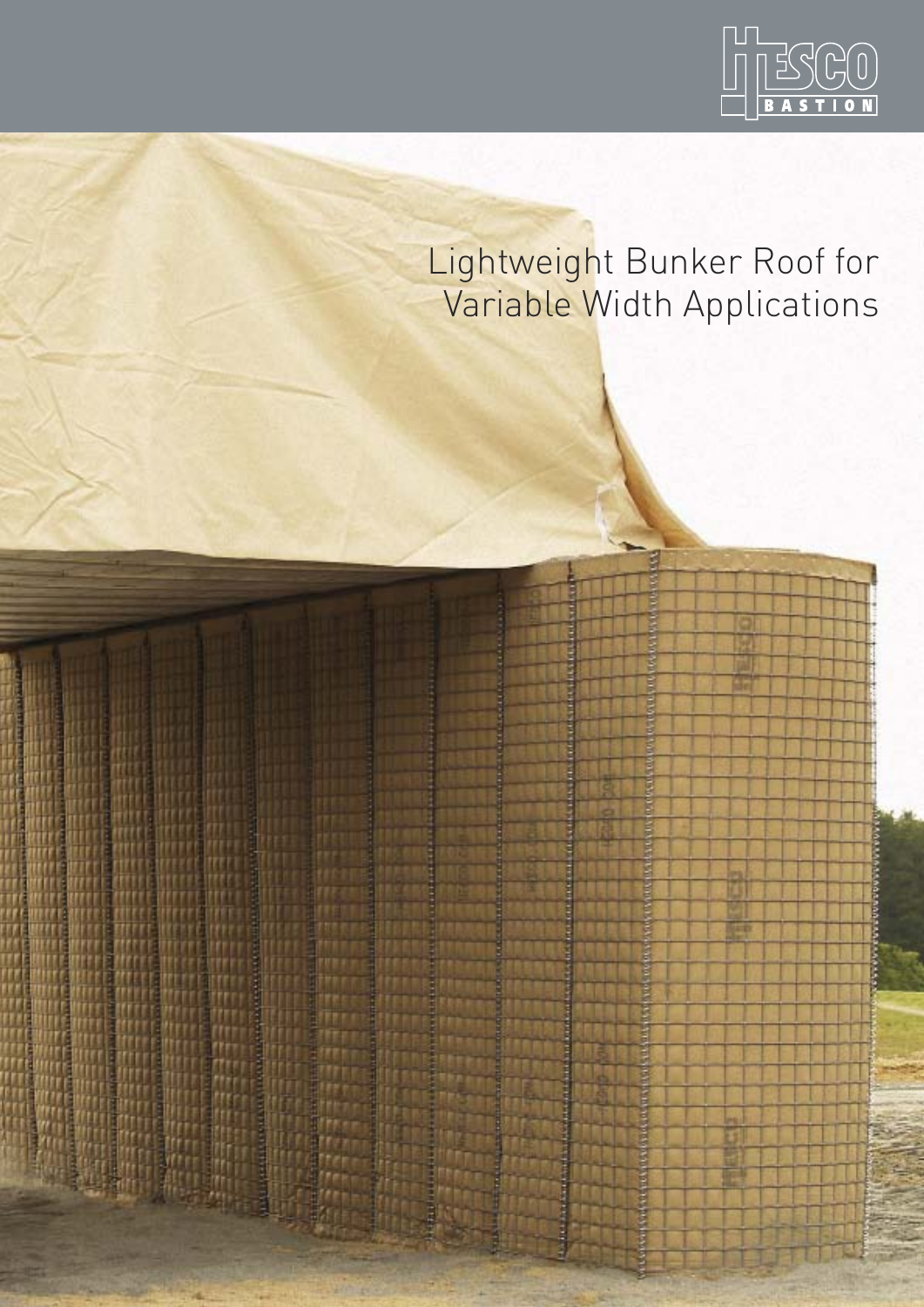# Lightweight Bunker Roof for Variable Width Applications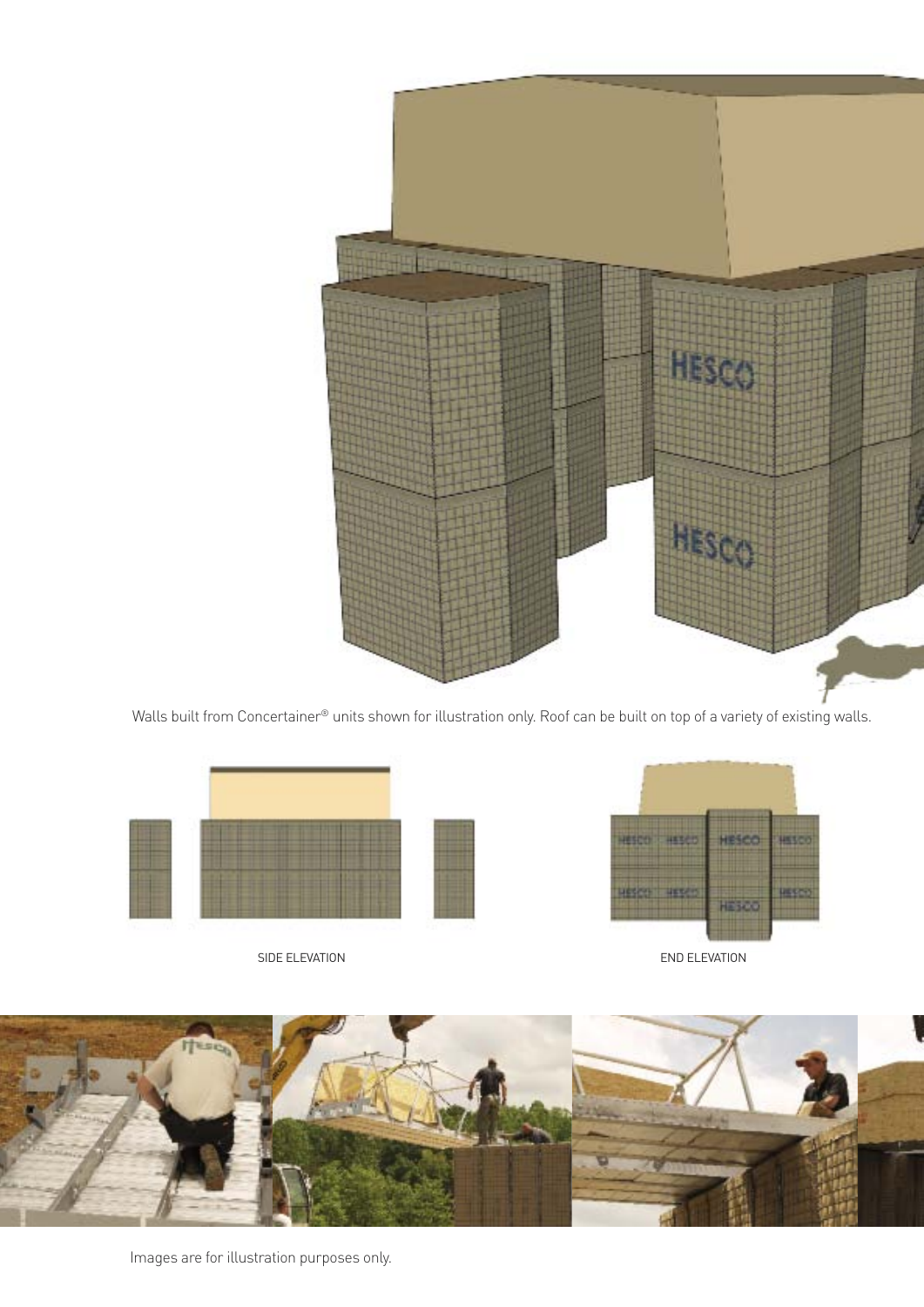Walls built from Concertainer® units shown for illustration only. Roof can be built on top of a variety of existing walls.

SIDE ELEVATION

END ELEVATION

Images are for illustration purposes only.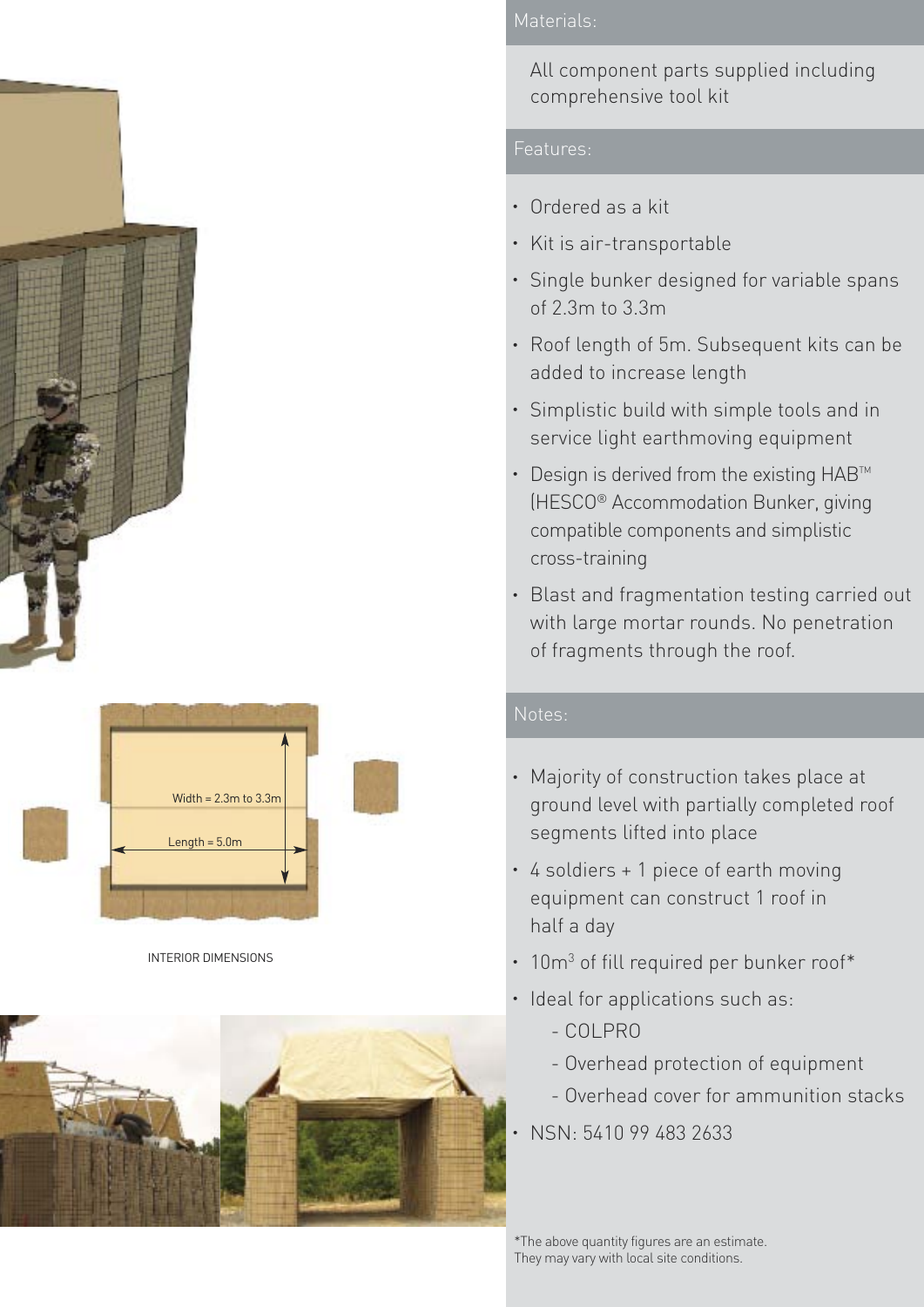Width = 2.3m to 3.3m

Length = 5.0m

INTERIOR DIMENSIONS

## Materials:

All component parts supplied including comprehensive tool kit

## Features:

- Ordered as a kit
- Kit is air-transportable
- Single bunker designed for variable spans of 2.3m to 3.3m
- Roof length of 5m. Subsequent kits can be added to increase length
- Simplistic build with simple tools and in service light earthmoving equipment
- Design is derived from the existing HAB™ (HESCO® Accommodation Bunker, giving compatible components and simplistic cross-training
- Blast and fragmentation testing carried out with large mortar rounds. No penetration of fragments through the roof.

## Notes:

- Majority of construction takes place at ground level with partially completed roof segments lifted into place
- 4 soldiers + 1 piece of earth moving equipment can construct 1 roof in half a day
- 10m$^3$ of fill required per bunker roof*
- Ideal for applications such as:
  - COLPRO
  - Overhead protection of equipment
  - Overhead cover for ammunition stacks
- NSN: 5410 99 483 2633

*The above quantity figures are an estimate. They may vary with local site conditions.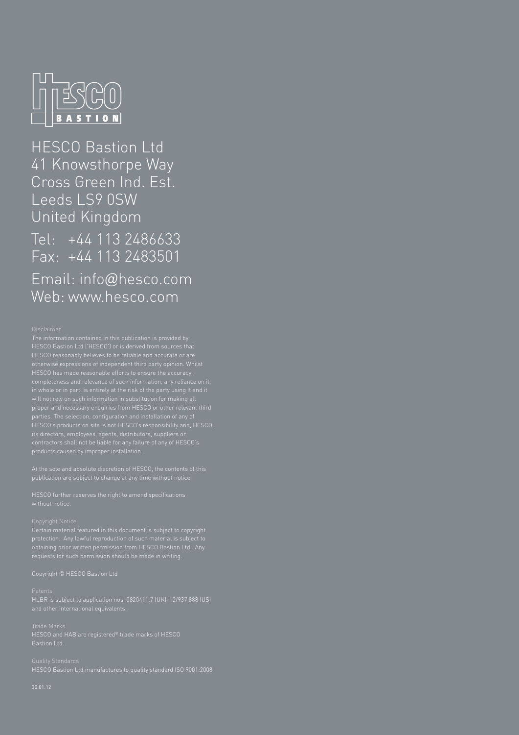HESCO Bastion Ltd
41 Knowsthorpe Way
Cross Green Ind. Est.
Leeds LS9 0SW
United Kingdom

Tel: +44 113 2486633
Fax: +44 113 2483501

Email: info@hesco.com
Web: www.hesco.com

Disclaimer

The information contained in this publication is provided by HESCO Bastion Ltd ('HESCO') or is derived from sources that HESCO reasonably believes to be reliable and accurate or are otherwise expressions of independent third party opinion. Whilst HESCO has made reasonable efforts to ensure the accuracy, completeness and relevance of such information, any reliance on it, in whole or in part, is entirely at the risk of the party using it and it will not rely on such information in substitution for making all proper and necessary enquiries from HESCO or other relevant third parties. The selection, configuration and installation of any of HESCO's products on site is not HESCO's responsibility and, HESCO, its directors, employees, agents, distributors, suppliers or contractors shall not be liable for any failure of any of HESCO's products caused by improper installation.

At the sole and absolute discretion of HESCO, the contents of this publication are subject to change at any time without notice.

HESCO further reserves the right to amend specifications without notice.

Copyright Notice

Certain material featured in this document is subject to copyright protection. Any lawful reproduction of such material is subject to obtaining prior written permission from HESCO Bastion Ltd. Any requests for such permission should be made in writing.

Copyright © HESCO Bastion Ltd

Patents

HLBR is subject to application nos. 0820411.7 (UK), 12/937,888 (US) and other international equivalents.

Trade Marks

HESCO and HAB are registered® trade marks of HESCO Bastion Ltd.

Quality Standards

HESCO Bastion Ltd manufactures to quality standard ISO 9001:2008

30.01.12